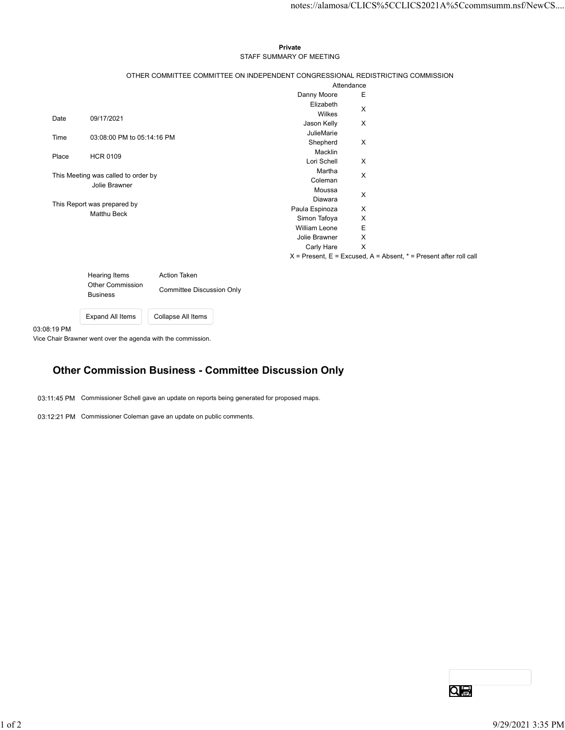**Private**

STAFF SUMMARY OF MEETING

OTHER COMMITTEE COMMITTEE ON INDEPENDENT CONGRESSIONAL REDISTRICTING COMMISSION

| | |
|---|---|
| Date | 09/17/2021 |
| Time | 03:08:00 PM to 05:14:16 PM |
| Place | HCR 0109 |

This Meeting was called to order by
Jolie Brawner

This Report was prepared by
Matthu Beck

| Attendance | |
|---|---|
| Danny Moore | E |
| Elizabeth Wilkes | X |
| Jason Kelly | X |
| JulieMarie Shepherd Macklin | X |
| Lori Schell | X |
| Martha Coleman | X |
| Moussa Diawara | X |
| Paula Espinoza | X |
| Simon Tafoya | X |
| William Leone | E |
| Jolie Brawner | X |
| Carly Hare | X |

X = Present, E = Excused, A = Absent, * = Present after roll call

| Hearing Items | Action Taken |
|---|---|
| Other Commission Business | Committee Discussion Only |

Expand All Items | Collapse All Items

03:08:19 PM
Vice Chair Brawner went over the agenda with the commission.

## Other Commission Business - Committee Discussion Only

03:11:45 PM Commissioner Schell gave an update on reports being generated for proposed maps.

03:12:21 PM Commissioner Coleman gave an update on public comments.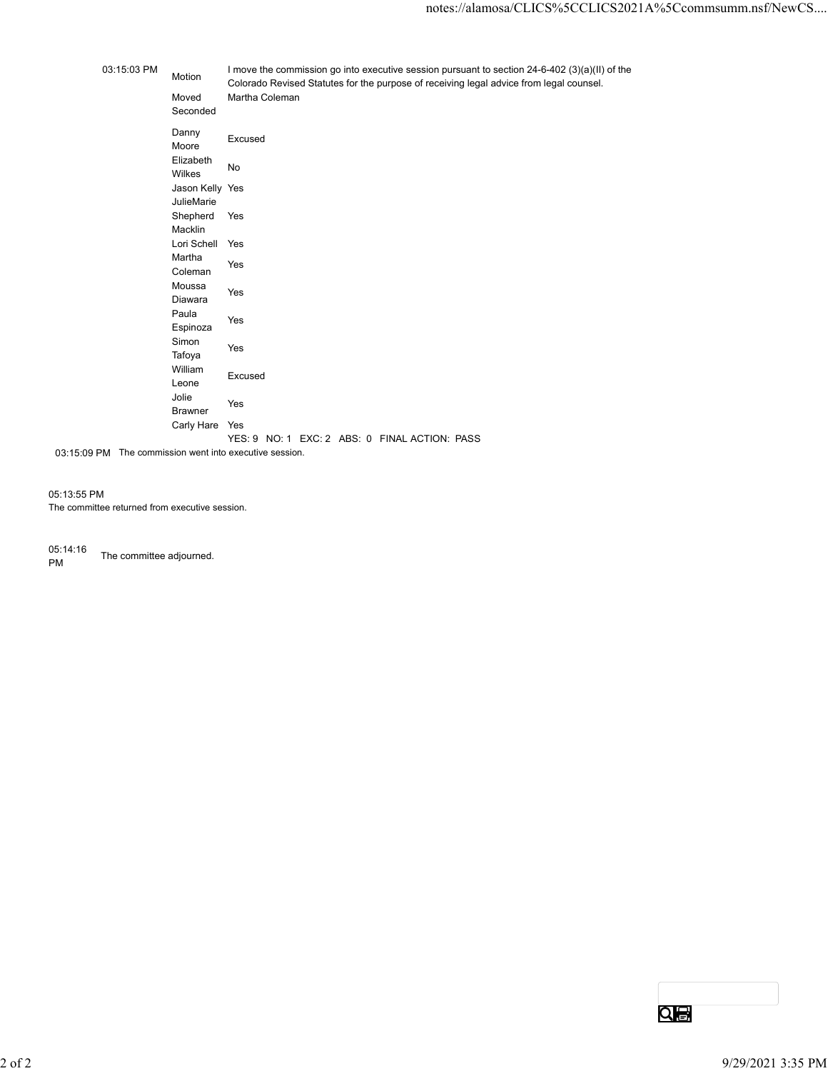| | | |
|---|---|---|
| 03:15:03 PM | Motion | I move the commission go into executive session pursuant to section 24-6-402 (3)(a)(II) of the Colorado Revised Statutes for the purpose of receiving legal advice from legal counsel. |
| | Moved | Martha Coleman |
| | Seconded | |
| | Danny Moore | Excused |
| | Elizabeth Wilkes | No |
| | Jason Kelly | Yes |
| | JulieMarie Shepherd Macklin | Yes |
| | Lori Schell | Yes |
| | Martha Coleman | Yes |
| | Moussa Diawara | Yes |
| | Paula Espinoza | Yes |
| | Simon Tafoya | Yes |
| | William Leone | Excused |
| | Jolie Brawner | Yes |
| | Carly Hare | Yes |
| | | YES: 9 NO: 1 EXC: 2 ABS: 0 FINAL ACTION: PASS |

03:15:09 PM The commission went into executive session.

05:13:55 PM
The committee returned from executive session.

05:14:16 PM The committee adjourned.